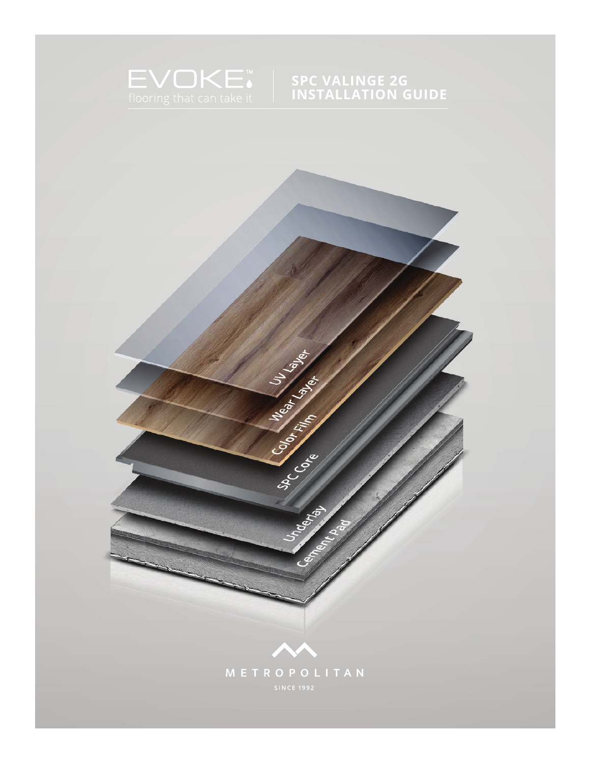# EVOKE™

flooring that can take it

## SPC VALINGE 2G INSTALLATION GUIDE

UV Layer

Wear Layer

Color Film

SPC Core

Underlay

Cement Pad

METROPOLITAN

SINCE 1992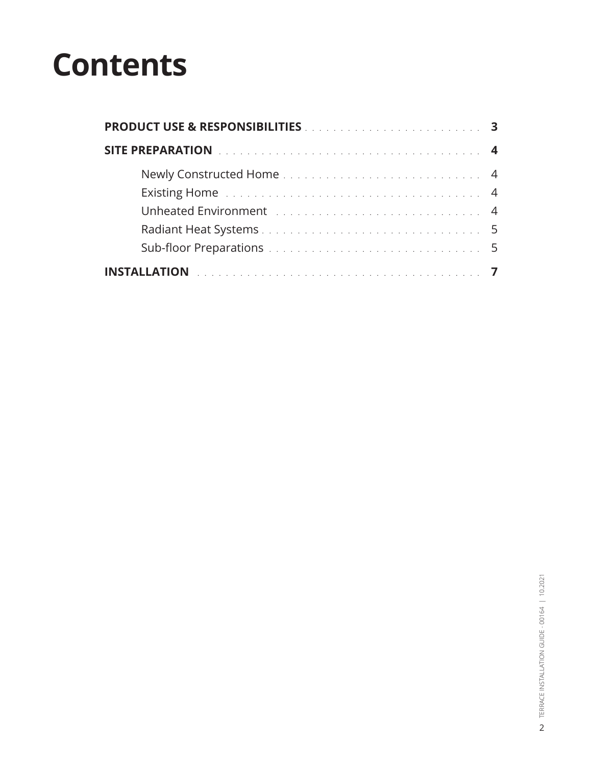# Contents

**PRODUCT USE & RESPONSIBILITIES** . . . . . . . . . . . . . . . . . . . . . . . . . . **3**

**SITE PREPARATION** . . . . . . . . . . . . . . . . . . . . . . . . . . . . . . . . . . . . . . **4**

- Newly Constructed Home . . . . . . . . . . . . . . . . . . . . . . . . . . . . . 4
- Existing Home . . . . . . . . . . . . . . . . . . . . . . . . . . . . . . . . . . . . . 4
- Unheated Environment . . . . . . . . . . . . . . . . . . . . . . . . . . . . . . 4
- Radiant Heat Systems . . . . . . . . . . . . . . . . . . . . . . . . . . . . . . . . 5
- Sub-floor Preparations . . . . . . . . . . . . . . . . . . . . . . . . . . . . . . 5

**INSTALLATION** . . . . . . . . . . . . . . . . . . . . . . . . . . . . . . . . . . . . . . . . **7**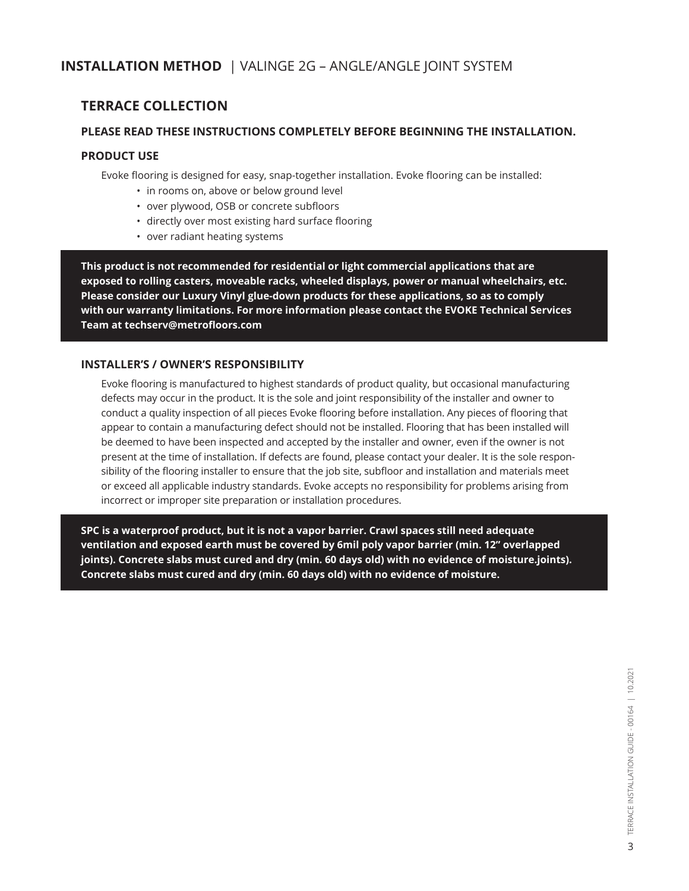## INSTALLATION METHOD | VALINGE 2G – ANGLE/ANGLE JOINT SYSTEM

### TERRACE COLLECTION

**PLEASE READ THESE INSTRUCTIONS COMPLETELY BEFORE BEGINNING THE INSTALLATION.**

**PRODUCT USE**

Evoke flooring is designed for easy, snap-together installation. Evoke flooring can be installed:

- in rooms on, above or below ground level
- over plywood, OSB or concrete subfloors
- directly over most existing hard surface flooring
- over radiant heating systems

**This product is not recommended for residential or light commercial applications that are exposed to rolling casters, moveable racks, wheeled displays, power or manual wheelchairs, etc. Please consider our Luxury Vinyl glue-down products for these applications, so as to comply with our warranty limitations. For more information please contact the EVOKE Technical Services Team at techserv@metrofloors.com**

**INSTALLER'S / OWNER'S RESPONSIBILITY**

Evoke flooring is manufactured to highest standards of product quality, but occasional manufacturing defects may occur in the product. It is the sole and joint responsibility of the installer and owner to conduct a quality inspection of all pieces Evoke flooring before installation. Any pieces of flooring that appear to contain a manufacturing defect should not be installed. Flooring that has been installed will be deemed to have been inspected and accepted by the installer and owner, even if the owner is not present at the time of installation. If defects are found, please contact your dealer. It is the sole responsibility of the flooring installer to ensure that the job site, subfloor and installation and materials meet or exceed all applicable industry standards. Evoke accepts no responsibility for problems arising from incorrect or improper site preparation or installation procedures.

**SPC is a waterproof product, but it is not a vapor barrier. Crawl spaces still need adequate ventilation and exposed earth must be covered by 6mil poly vapor barrier (min. 12" overlapped joints). Concrete slabs must cured and dry (min. 60 days old) with no evidence of moisture.joints). Concrete slabs must cured and dry (min. 60 days old) with no evidence of moisture.**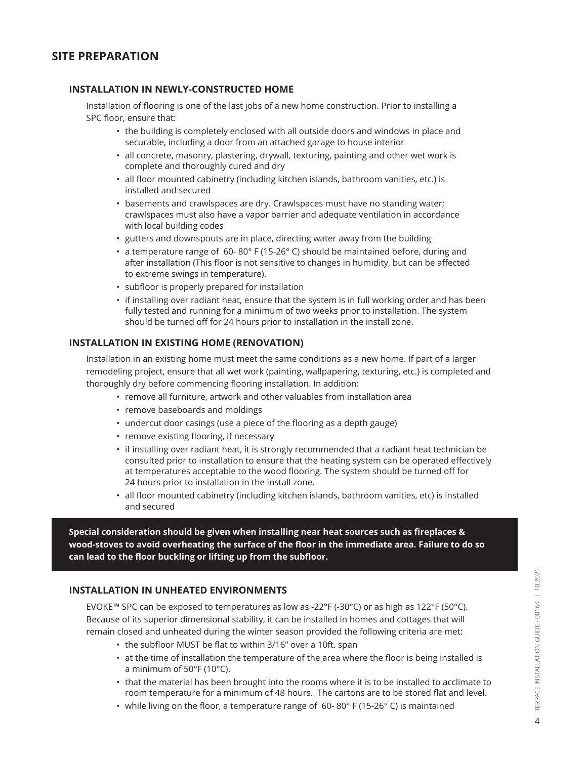## SITE PREPARATION

### INSTALLATION IN NEWLY-CONSTRUCTED HOME

Installation of flooring is one of the last jobs of a new home construction. Prior to installing a SPC floor, ensure that:

- the building is completely enclosed with all outside doors and windows in place and securable, including a door from an attached garage to house interior
- all concrete, masonry, plastering, drywall, texturing, painting and other wet work is complete and thoroughly cured and dry
- all floor mounted cabinetry (including kitchen islands, bathroom vanities, etc.) is installed and secured
- basements and crawlspaces are dry. Crawlspaces must have no standing water; crawlspaces must also have a vapor barrier and adequate ventilation in accordance with local building codes
- gutters and downspouts are in place, directing water away from the building
- a temperature range of 60- 80° F (15-26° C) should be maintained before, during and after installation (This floor is not sensitive to changes in humidity, but can be affected to extreme swings in temperature).
- subfloor is properly prepared for installation
- if installing over radiant heat, ensure that the system is in full working order and has been fully tested and running for a minimum of two weeks prior to installation. The system should be turned off for 24 hours prior to installation in the install zone.

### INSTALLATION IN EXISTING HOME (RENOVATION)

Installation in an existing home must meet the same conditions as a new home. If part of a larger remodeling project, ensure that all wet work (painting, wallpapering, texturing, etc.) is completed and thoroughly dry before commencing flooring installation. In addition:

- remove all furniture, artwork and other valuables from installation area
- remove baseboards and moldings
- undercut door casings (use a piece of the flooring as a depth gauge)
- remove existing flooring, if necessary
- if installing over radiant heat, it is strongly recommended that a radiant heat technician be consulted prior to installation to ensure that the heating system can be operated effectively at temperatures acceptable to the wood flooring. The system should be turned off for 24 hours prior to installation in the install zone.
- all floor mounted cabinetry (including kitchen islands, bathroom vanities, etc) is installed and secured

**Special consideration should be given when installing near heat sources such as fireplaces & wood-stoves to avoid overheating the surface of the floor in the immediate area. Failure to do so can lead to the floor buckling or lifting up from the subfloor.**

### INSTALLATION IN UNHEATED ENVIRONMENTS

EVOKE™ SPC can be exposed to temperatures as low as -22°F (-30°C) or as high as 122°F (50°C). Because of its superior dimensional stability, it can be installed in homes and cottages that will remain closed and unheated during the winter season provided the following criteria are met:

- the subfloor MUST be flat to within 3/16" over a 10ft. span
- at the time of installation the temperature of the area where the floor is being installed is a minimum of 50°F (10°C).
- that the material has been brought into the rooms where it is to be installed to acclimate to room temperature for a minimum of 48 hours. The cartons are to be stored flat and level.
- while living on the floor, a temperature range of 60- 80° F (15-26° C) is maintained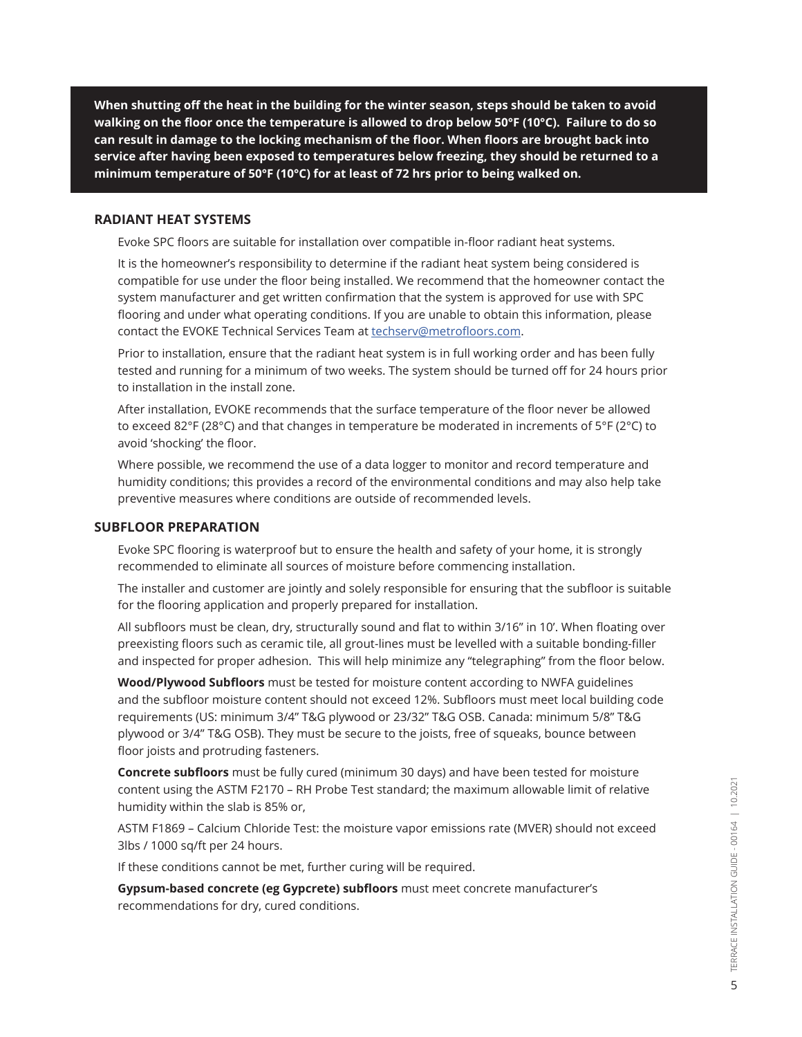**When shutting off the heat in the building for the winter season, steps should be taken to avoid walking on the floor once the temperature is allowed to drop below 50°F (10°C). Failure to do so can result in damage to the locking mechanism of the floor. When floors are brought back into service after having been exposed to temperatures below freezing, they should be returned to a minimum temperature of 50°F (10°C) for at least of 72 hrs prior to being walked on.**

## RADIANT HEAT SYSTEMS

Evoke SPC floors are suitable for installation over compatible in-floor radiant heat systems.

It is the homeowner's responsibility to determine if the radiant heat system being considered is compatible for use under the floor being installed. We recommend that the homeowner contact the system manufacturer and get written confirmation that the system is approved for use with SPC flooring and under what operating conditions. If you are unable to obtain this information, please contact the EVOKE Technical Services Team at techserv@metrofloors.com.

Prior to installation, ensure that the radiant heat system is in full working order and has been fully tested and running for a minimum of two weeks. The system should be turned off for 24 hours prior to installation in the install zone.

After installation, EVOKE recommends that the surface temperature of the floor never be allowed to exceed 82°F (28°C) and that changes in temperature be moderated in increments of 5°F (2°C) to avoid 'shocking' the floor.

Where possible, we recommend the use of a data logger to monitor and record temperature and humidity conditions; this provides a record of the environmental conditions and may also help take preventive measures where conditions are outside of recommended levels.

## SUBFLOOR PREPARATION

Evoke SPC flooring is waterproof but to ensure the health and safety of your home, it is strongly recommended to eliminate all sources of moisture before commencing installation.

The installer and customer are jointly and solely responsible for ensuring that the subfloor is suitable for the flooring application and properly prepared for installation.

All subfloors must be clean, dry, structurally sound and flat to within 3/16" in 10'. When floating over preexisting floors such as ceramic tile, all grout-lines must be levelled with a suitable bonding-filler and inspected for proper adhesion. This will help minimize any "telegraphing" from the floor below.

**Wood/Plywood Subfloors** must be tested for moisture content according to NWFA guidelines and the subfloor moisture content should not exceed 12%. Subfloors must meet local building code requirements (US: minimum 3/4" T&G plywood or 23/32" T&G OSB. Canada: minimum 5/8" T&G plywood or 3/4" T&G OSB). They must be secure to the joists, free of squeaks, bounce between floor joists and protruding fasteners.

**Concrete subfloors** must be fully cured (minimum 30 days) and have been tested for moisture content using the ASTM F2170 – RH Probe Test standard; the maximum allowable limit of relative humidity within the slab is 85% or,

ASTM F1869 – Calcium Chloride Test: the moisture vapor emissions rate (MVER) should not exceed 3lbs / 1000 sq/ft per 24 hours.

If these conditions cannot be met, further curing will be required.

**Gypsum-based concrete (eg Gypcrete) subfloors** must meet concrete manufacturer's recommendations for dry, cured conditions.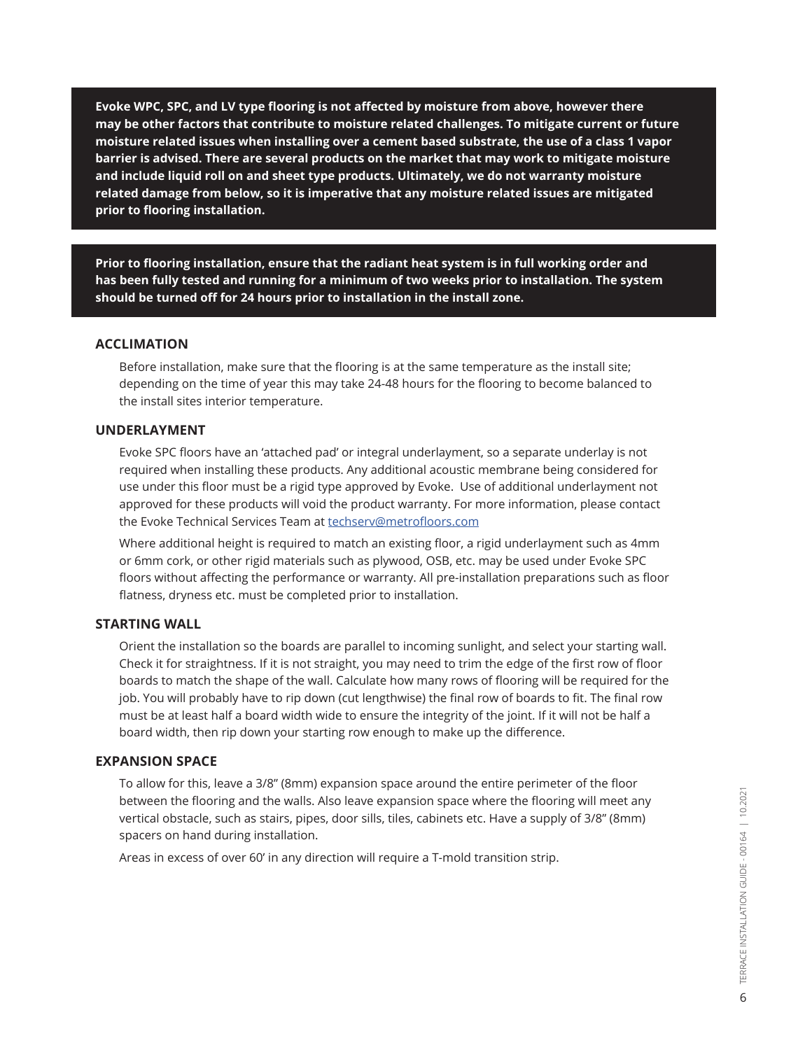**Evoke WPC, SPC, and LV type flooring is not affected by moisture from above, however there may be other factors that contribute to moisture related challenges. To mitigate current or future moisture related issues when installing over a cement based substrate, the use of a class 1 vapor barrier is advised. There are several products on the market that may work to mitigate moisture and include liquid roll on and sheet type products. Ultimately, we do not warranty moisture related damage from below, so it is imperative that any moisture related issues are mitigated prior to flooring installation.**

**Prior to flooring installation, ensure that the radiant heat system is in full working order and has been fully tested and running for a minimum of two weeks prior to installation. The system should be turned off for 24 hours prior to installation in the install zone.**

## ACCLIMATION

Before installation, make sure that the flooring is at the same temperature as the install site; depending on the time of year this may take 24-48 hours for the flooring to become balanced to the install sites interior temperature.

## UNDERLAYMENT

Evoke SPC floors have an 'attached pad' or integral underlayment, so a separate underlay is not required when installing these products. Any additional acoustic membrane being considered for use under this floor must be a rigid type approved by Evoke. Use of additional underlayment not approved for these products will void the product warranty. For more information, please contact the Evoke Technical Services Team at techserv@metrofloors.com

Where additional height is required to match an existing floor, a rigid underlayment such as 4mm or 6mm cork, or other rigid materials such as plywood, OSB, etc. may be used under Evoke SPC floors without affecting the performance or warranty. All pre-installation preparations such as floor flatness, dryness etc. must be completed prior to installation.

## STARTING WALL

Orient the installation so the boards are parallel to incoming sunlight, and select your starting wall. Check it for straightness. If it is not straight, you may need to trim the edge of the first row of floor boards to match the shape of the wall. Calculate how many rows of flooring will be required for the job. You will probably have to rip down (cut lengthwise) the final row of boards to fit. The final row must be at least half a board width wide to ensure the integrity of the joint. If it will not be half a board width, then rip down your starting row enough to make up the difference.

## EXPANSION SPACE

To allow for this, leave a 3/8" (8mm) expansion space around the entire perimeter of the floor between the flooring and the walls. Also leave expansion space where the flooring will meet any vertical obstacle, such as stairs, pipes, door sills, tiles, cabinets etc. Have a supply of 3/8" (8mm) spacers on hand during installation.

Areas in excess of over 60' in any direction will require a T-mold transition strip.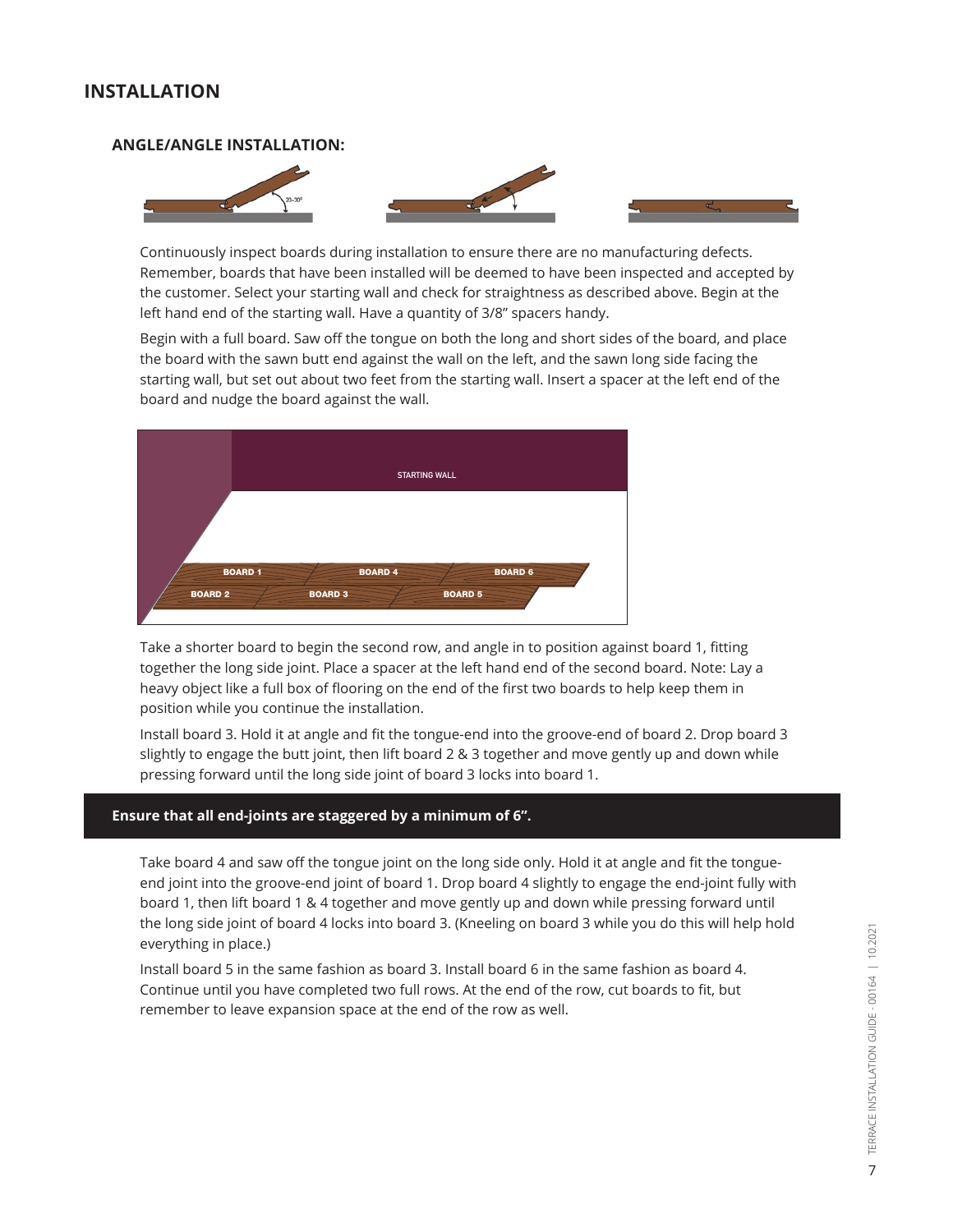## INSTALLATION

### ANGLE/ANGLE INSTALLATION:

Continuously inspect boards during installation to ensure there are no manufacturing defects. Remember, boards that have been installed will be deemed to have been inspected and accepted by the customer. Select your starting wall and check for straightness as described above. Begin at the left hand end of the starting wall. Have a quantity of 3/8" spacers handy.

Begin with a full board. Saw off the tongue on both the long and short sides of the board, and place the board with the sawn butt end against the wall on the left, and the sawn long side facing the starting wall, but set out about two feet from the starting wall. Insert a spacer at the left end of the board and nudge the board against the wall.

Take a shorter board to begin the second row, and angle in to position against board 1, fitting together the long side joint. Place a spacer at the left hand end of the second board. Note: Lay a heavy object like a full box of flooring on the end of the first two boards to help keep them in position while you continue the installation.

Install board 3. Hold it at angle and fit the tongue-end into the groove-end of board 2. Drop board 3 slightly to engage the butt joint, then lift board 2 & 3 together and move gently up and down while pressing forward until the long side joint of board 3 locks into board 1.

**Ensure that all end-joints are staggered by a minimum of 6".**

Take board 4 and saw off the tongue joint on the long side only. Hold it at angle and fit the tongue-end joint into the groove-end joint of board 1. Drop board 4 slightly to engage the end-joint fully with board 1, then lift board 1 & 4 together and move gently up and down while pressing forward until the long side joint of board 4 locks into board 3. (Kneeling on board 3 while you do this will help hold everything in place.)

Install board 5 in the same fashion as board 3. Install board 6 in the same fashion as board 4. Continue until you have completed two full rows. At the end of the row, cut boards to fit, but remember to leave expansion space at the end of the row as well.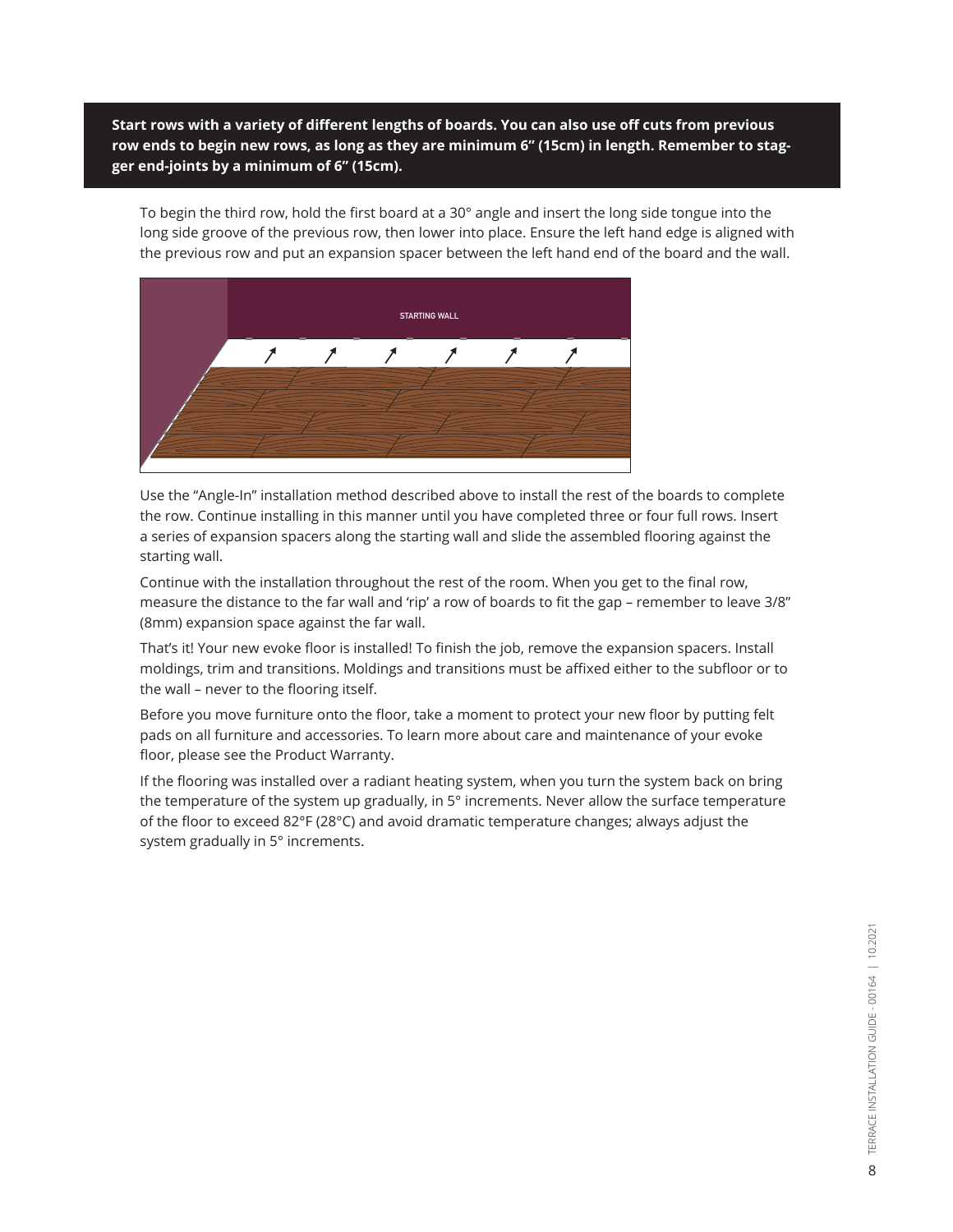**Start rows with a variety of different lengths of boards. You can also use off cuts from previous row ends to begin new rows, as long as they are minimum 6" (15cm) in length. Remember to stagger end-joints by a minimum of 6" (15cm).**

To begin the third row, hold the first board at a 30° angle and insert the long side tongue into the long side groove of the previous row, then lower into place. Ensure the left hand edge is aligned with the previous row and put an expansion spacer between the left hand end of the board and the wall.

STARTING WALL

Use the "Angle-In" installation method described above to install the rest of the boards to complete the row. Continue installing in this manner until you have completed three or four full rows. Insert a series of expansion spacers along the starting wall and slide the assembled flooring against the starting wall.

Continue with the installation throughout the rest of the room. When you get to the final row, measure the distance to the far wall and 'rip' a row of boards to fit the gap – remember to leave 3/8" (8mm) expansion space against the far wall.

That's it! Your new evoke floor is installed! To finish the job, remove the expansion spacers. Install moldings, trim and transitions. Moldings and transitions must be affixed either to the subfloor or to the wall – never to the flooring itself.

Before you move furniture onto the floor, take a moment to protect your new floor by putting felt pads on all furniture and accessories. To learn more about care and maintenance of your evoke floor, please see the Product Warranty.

If the flooring was installed over a radiant heating system, when you turn the system back on bring the temperature of the system up gradually, in 5° increments. Never allow the surface temperature of the floor to exceed 82°F (28°C) and avoid dramatic temperature changes; always adjust the system gradually in 5° increments.